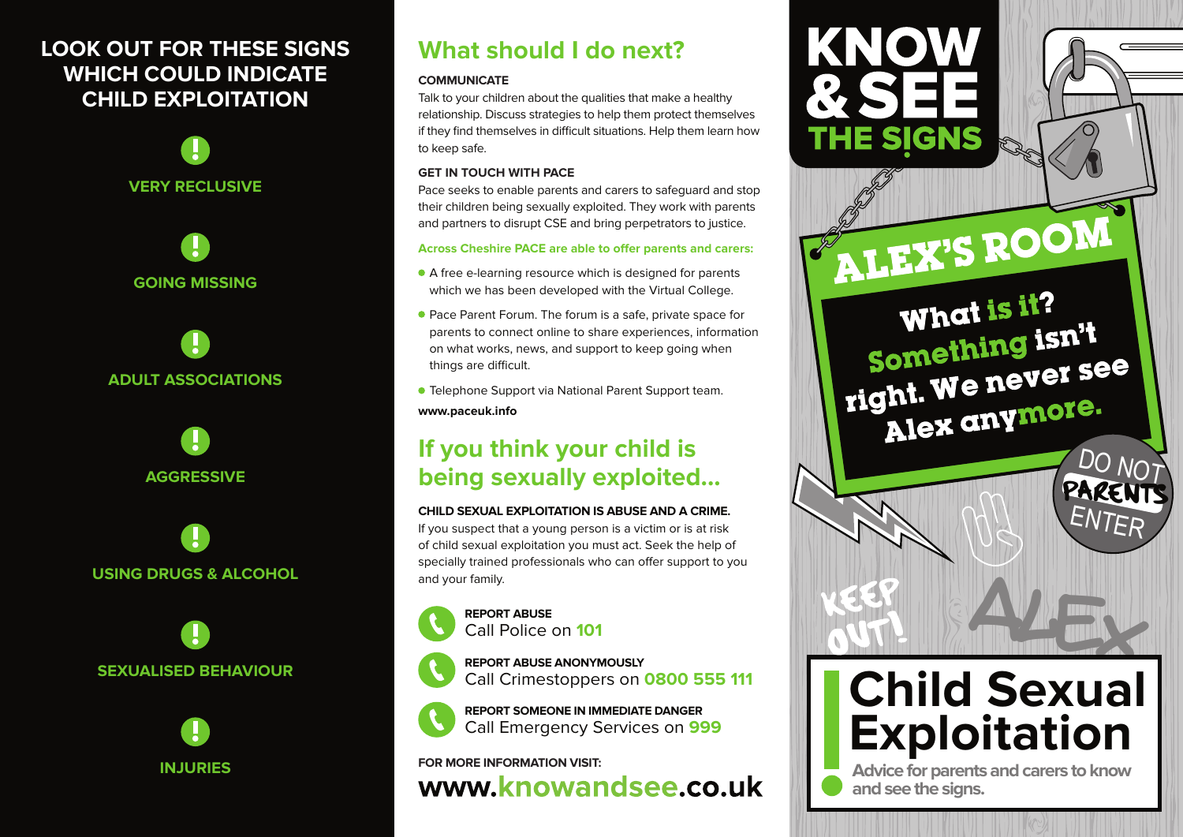## LOOK OUT FOR THESE SIGNS WHICH COULD INDICATE CHILD EXPLOITATION

- **VERY RECLUSIVE**
- **GOING MISSING**
- **ADULT ASSOCIATIONS**
- **AGGRESSIVE**
- **USING DRUGS & ALCOHOL**
- **SEXUALISED BEHAVIOUR**
- **INJURIES**

## What should I do next?

**COMMUNICATE**

Talk to your children about the qualities that make a healthy relationship. Discuss strategies to help them protect themselves if they find themselves in difficult situations. Help them learn how to keep safe.

**GET IN TOUCH WITH PACE**

Pace seeks to enable parents and carers to safeguard and stop their children being sexually exploited. They work with parents and partners to disrupt CSE and bring perpetrators to justice.

**Across Cheshire PACE are able to offer parents and carers:**

- A free e-learning resource which is designed for parents which we has been developed with the Virtual College.
- Pace Parent Forum. The forum is a safe, private space for parents to connect online to share experiences, information on what works, news, and support to keep going when things are difficult.
- Telephone Support via National Parent Support team.

**www.paceuk.info**

## If you think your child is being sexually exploited...

**CHILD SEXUAL EXPLOITATION IS ABUSE AND A CRIME.**
If you suspect that a young person is a victim or is at risk of child sexual exploitation you must act. Seek the help of specially trained professionals who can offer support to you and your family.

**REPORT ABUSE**
Call Police on **101**

**REPORT ABUSE ANONYMOUSLY**
Call Crimestoppers on **0800 555 111**

**REPORT SOMEONE IN IMMEDIATE DANGER**
Call Emergency Services on **999**

**FOR MORE INFORMATION VISIT:**

**www.knowandsee.co.uk**

# KNOW & SEE THE SIGNS

## ALEX'S ROOM

What is it? Something isn't right. We never see Alex anymore.

DO NOT PARENTS ENTER

KEEP OUT!

ALEX

# Child Sexual Exploitation

**Advice for parents and carers to know and see the signs.**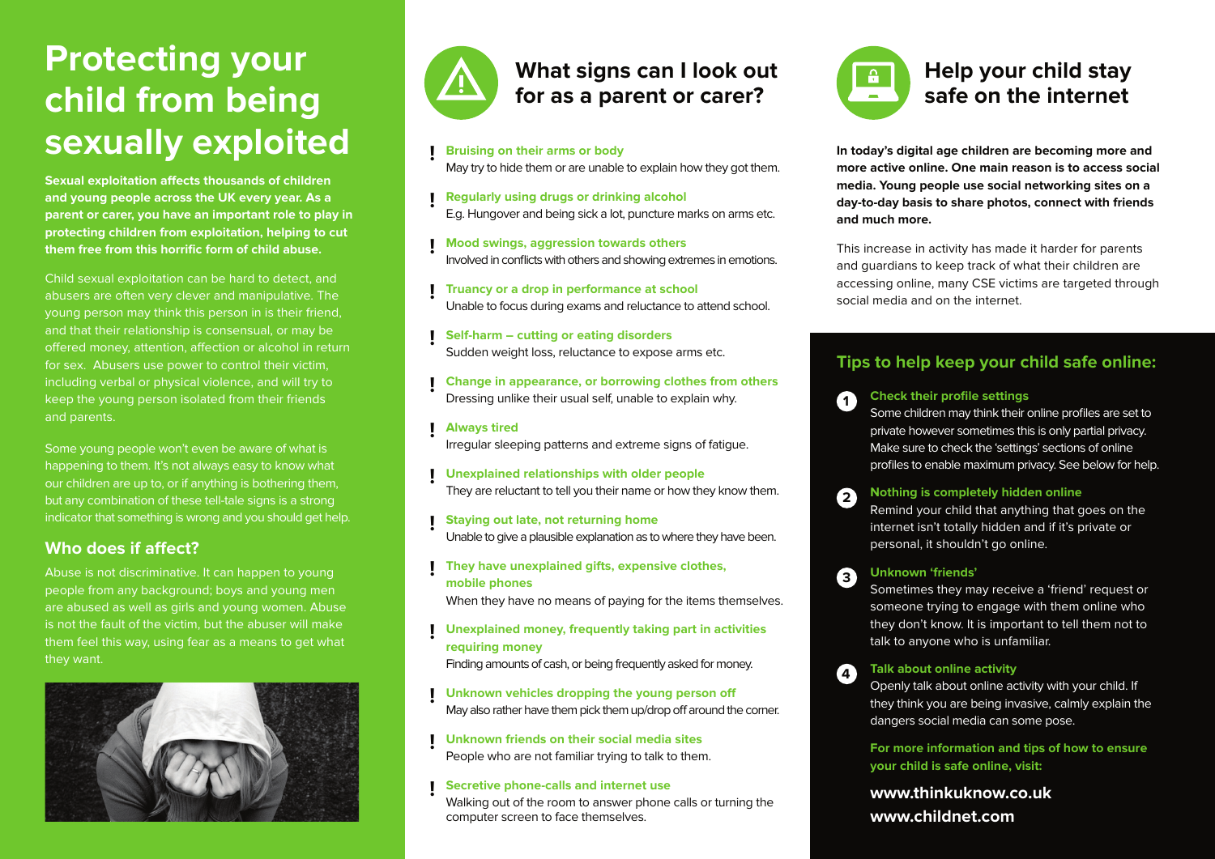# Protecting your child from being sexually exploited

**Sexual exploitation affects thousands of children and young people across the UK every year. As a parent or carer, you have an important role to play in protecting children from exploitation, helping to cut them free from this horrific form of child abuse.**

Child sexual exploitation can be hard to detect, and abusers are often very clever and manipulative. The young person may think this person in is their friend, and that their relationship is consensual, or may be offered money, attention, affection or alcohol in return for sex. Abusers use power to control their victim, including verbal or physical violence, and will try to keep the young person isolated from their friends and parents.

Some young people won't even be aware of what is happening to them. It's not always easy to know what our children are up to, or if anything is bothering them, but any combination of these tell-tale signs is a strong indicator that something is wrong and you should get help.

## Who does if affect?

Abuse is not discriminative. It can happen to young people from any background; boys and young men are abused as well as girls and young women. Abuse is not the fault of the victim, but the abuser will make them feel this way, using fear as a means to get what they want.

## What signs can I look out for as a parent or carer?

- **Bruising on their arms or body**
  May try to hide them or are unable to explain how they got them.
- **Regularly using drugs or drinking alcohol**
  E.g. Hungover and being sick a lot, puncture marks on arms etc.
- **Mood swings, aggression towards others**
  Involved in conflicts with others and showing extremes in emotions.
- **Truancy or a drop in performance at school**
  Unable to focus during exams and reluctance to attend school.
- **Self-harm – cutting or eating disorders**
  Sudden weight loss, reluctance to expose arms etc.
- **Change in appearance, or borrowing clothes from others**
  Dressing unlike their usual self, unable to explain why.
- **Always tired**
  Irregular sleeping patterns and extreme signs of fatigue.
- **Unexplained relationships with older people**
  They are reluctant to tell you their name or how they know them.
- **Staying out late, not returning home**
  Unable to give a plausible explanation as to where they have been.
- **They have unexplained gifts, expensive clothes, mobile phones**
  When they have no means of paying for the items themselves.
- **Unexplained money, frequently taking part in activities requiring money**
  Finding amounts of cash, or being frequently asked for money.
- **Unknown vehicles dropping the young person off**
  May also rather have them pick them up/drop off around the corner.
- **Unknown friends on their social media sites**
  People who are not familiar trying to talk to them.
- **Secretive phone-calls and internet use**
  Walking out of the room to answer phone calls or turning the computer screen to face themselves.

## Help your child stay safe on the internet

**In today's digital age children are becoming more and more active online. One main reason is to access social media. Young people use social networking sites on a day-to-day basis to share photos, connect with friends and much more.**

This increase in activity has made it harder for parents and guardians to keep track of what their children are accessing online, many CSE victims are targeted through social media and on the internet.

### Tips to help keep your child safe online:

1. **Check their profile settings**
   Some children may think their online profiles are set to private however sometimes this is only partial privacy. Make sure to check the 'settings' sections of online profiles to enable maximum privacy. See below for help.
2. **Nothing is completely hidden online**
   Remind your child that anything that goes on the internet isn't totally hidden and if it's private or personal, it shouldn't go online.
3. **Unknown 'friends'**
   Sometimes they may receive a 'friend' request or someone trying to engage with them online who they don't know. It is important to tell them not to talk to anyone who is unfamiliar.
4. **Talk about online activity**
   Openly talk about online activity with your child. If they think you are being invasive, calmly explain the dangers social media can some pose.

**For more information and tips of how to ensure your child is safe online, visit:**

**www.thinkuknow.co.uk**
**www.childnet.com**